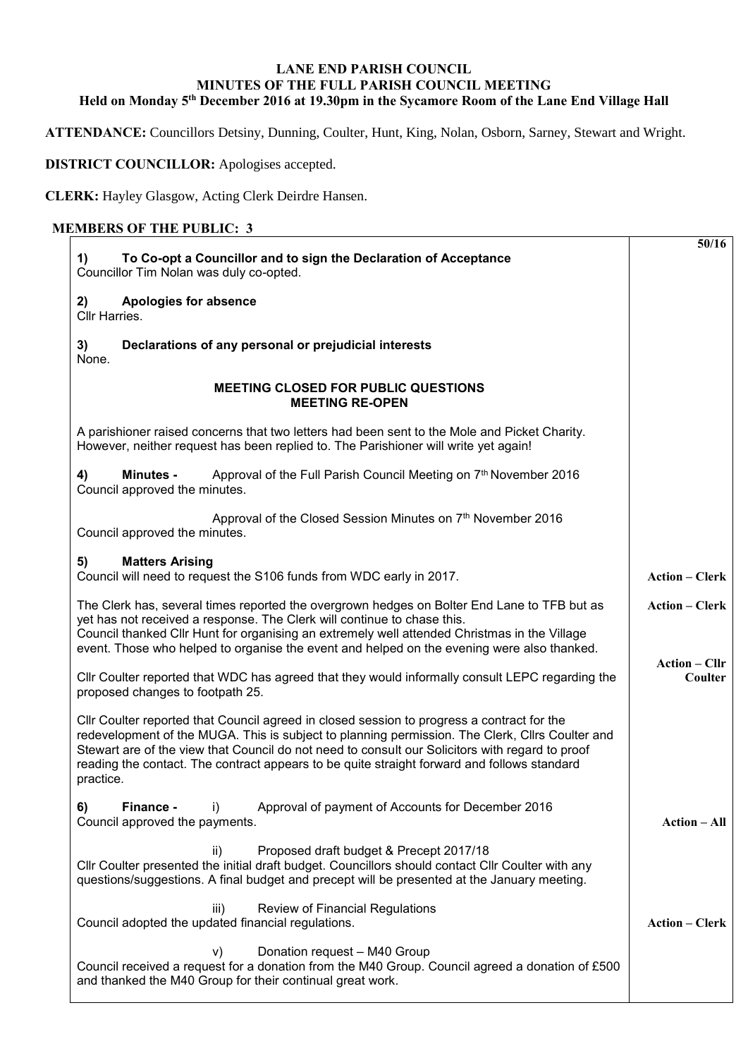# LANE END PARISH COUNCIL
## MINUTES OF THE FULL PARISH COUNCIL MEETING
### Held on Monday 5th December 2016 at 19.30pm in the Sycamore Room of the Lane End Village Hall

**ATTENDANCE:** Councillors Detsiny, Dunning, Coulter, Hunt, King, Nolan, Osborn, Sarney, Stewart and Wright.

**DISTRICT COUNCILLOR:** Apologises accepted.

**CLERK:** Hayley Glasgow, Acting Clerk Deirdre Hansen.

**MEMBERS OF THE PUBLIC: 3**

| | 50/16 |
|---|---|
| **1) To Co-opt a Councillor and to sign the Declaration of Acceptance**<br>Councillor Tim Nolan was duly co-opted. | |
| **2) Apologies for absence**<br>Cllr Harries. | |
| **3) Declarations of any personal or prejudicial interests**<br>None. | |
| **MEETING CLOSED FOR PUBLIC QUESTIONS**<br>**MEETING RE-OPEN** | |
| A parishioner raised concerns that two letters had been sent to the Mole and Picket Charity. However, neither request has been replied to. The Parishioner will write yet again! | |
| **4) Minutes -** Approval of the Full Parish Council Meeting on 7th November 2016<br>Council approved the minutes. | |
| Approval of the Closed Session Minutes on 7th November 2016<br>Council approved the minutes. | |
| **5) Matters Arising**<br>Council will need to request the S106 funds from WDC early in 2017. | **Action – Clerk** |
| The Clerk has, several times reported the overgrown hedges on Bolter End Lane to TFB but as yet has not received a response. The Clerk will continue to chase this.<br>Council thanked Cllr Hunt for organising an extremely well attended Christmas in the Village event. Those who helped to organise the event and helped on the evening were also thanked. | **Action – Clerk** |
| Cllr Coulter reported that WDC has agreed that they would informally consult LEPC regarding the proposed changes to footpath 25. | **Action – Cllr Coulter** |
| Cllr Coulter reported that Council agreed in closed session to progress a contract for the redevelopment of the MUGA. This is subject to planning permission. The Clerk, Cllrs Coulter and Stewart are of the view that Council do not need to consult our Solicitors with regard to proof reading the contact. The contract appears to be quite straight forward and follows standard practice. | |
| **6) Finance -** i) Approval of payment of Accounts for December 2016<br>Council approved the payments. | **Action – All** |
| ii) Proposed draft budget & Precept 2017/18<br>Cllr Coulter presented the initial draft budget. Councillors should contact Cllr Coulter with any questions/suggestions. A final budget and precept will be presented at the January meeting. | |
| iii) Review of Financial Regulations<br>Council adopted the updated financial regulations. | **Action – Clerk** |
| v) Donation request – M40 Group<br>Council received a request for a donation from the M40 Group. Council agreed a donation of £500 and thanked the M40 Group for their continual great work. | |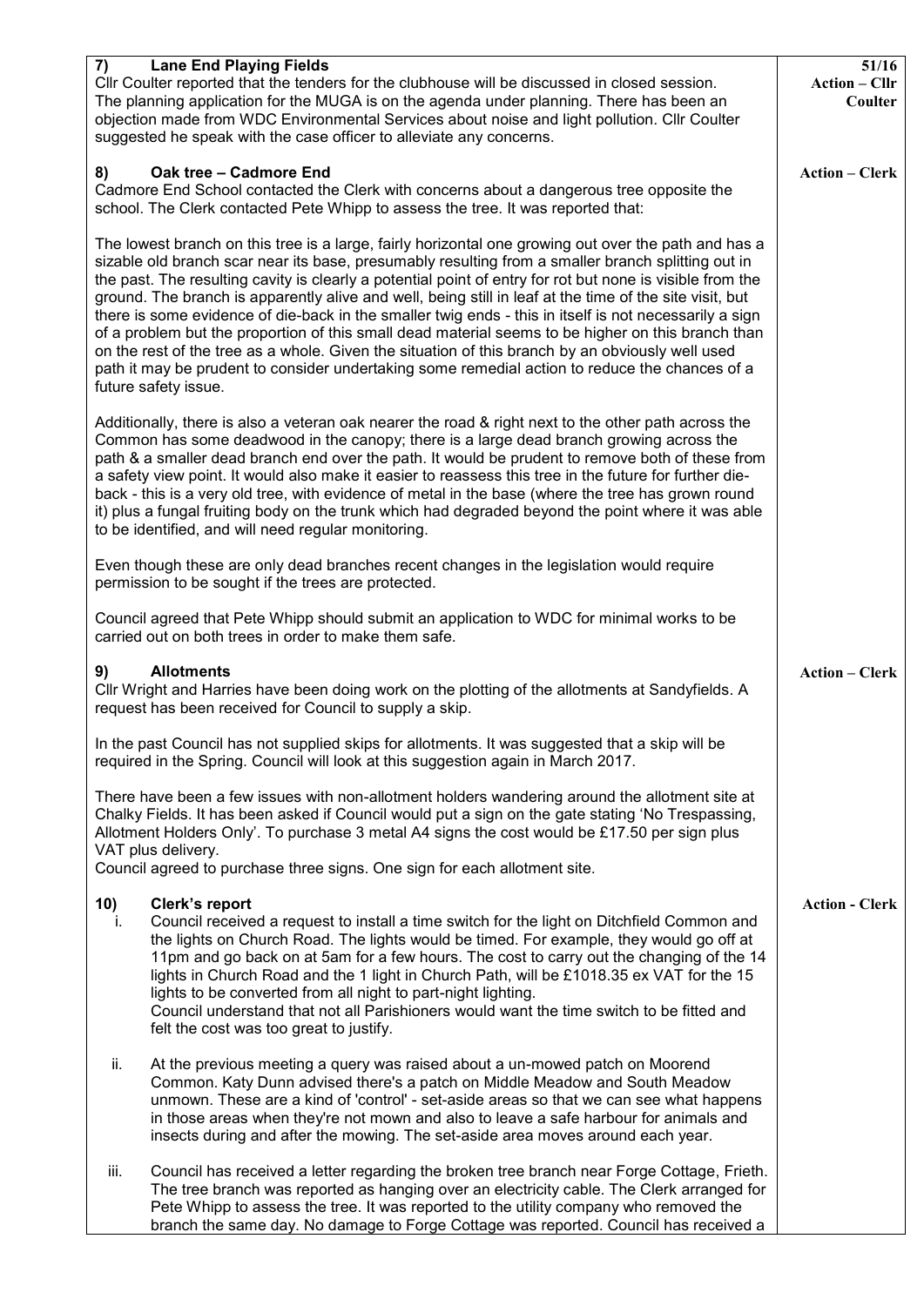| | |
|---|---|
| **7) Lane End Playing Fields**<br>Cllr Coulter reported that the tenders for the clubhouse will be discussed in closed session. The planning application for the MUGA is on the agenda under planning. There has been an objection made from WDC Environmental Services about noise and light pollution. Cllr Coulter suggested he speak with the case officer to alleviate any concerns. | **51/16**<br>**Action – Cllr Coulter** |
| **8) Oak tree – Cadmore End**<br>Cadmore End School contacted the Clerk with concerns about a dangerous tree opposite the school. The Clerk contacted Pete Whipp to assess the tree. It was reported that:<br><br>The lowest branch on this tree is a large, fairly horizontal one growing out over the path and has a sizable old branch scar near its base, presumably resulting from a smaller branch splitting out in the past. The resulting cavity is clearly a potential point of entry for rot but none is visible from the ground. The branch is apparently alive and well, being still in leaf at the time of the site visit, but there is some evidence of die-back in the smaller twig ends - this in itself is not necessarily a sign of a problem but the proportion of this small dead material seems to be higher on this branch than on the rest of the tree as a whole. Given the situation of this branch by an obviously well used path it may be prudent to consider undertaking some remedial action to reduce the chances of a future safety issue.<br><br>Additionally, there is also a veteran oak nearer the road & right next to the other path across the Common has some deadwood in the canopy; there is a large dead branch growing across the path & a smaller dead branch end over the path. It would be prudent to remove both of these from a safety view point. It would also make it easier to reassess this tree in the future for further die-back - this is a very old tree, with evidence of metal in the base (where the tree has grown round it) plus a fungal fruiting body on the trunk which had degraded beyond the point where it was able to be identified, and will need regular monitoring.<br><br>Even though these are only dead branches recent changes in the legislation would require permission to be sought if the trees are protected.<br><br>Council agreed that Pete Whipp should submit an application to WDC for minimal works to be carried out on both trees in order to make them safe. | **Action – Clerk** |
| **9) Allotments**<br>Cllr Wright and Harries have been doing work on the plotting of the allotments at Sandyfields. A request has been received for Council to supply a skip.<br><br>In the past Council has not supplied skips for allotments. It was suggested that a skip will be required in the Spring. Council will look at this suggestion again in March 2017.<br><br>There have been a few issues with non-allotment holders wandering around the allotment site at Chalky Fields. It has been asked if Council would put a sign on the gate stating 'No Trespassing, Allotment Holders Only'. To purchase 3 metal A4 signs the cost would be £17.50 per sign plus VAT plus delivery.<br>Council agreed to purchase three signs. One sign for each allotment site. | **Action – Clerk** |
| **10) Clerk's report**<br>i. Council received a request to install a time switch for the light on Ditchfield Common and the lights on Church Road. The lights would be timed. For example, they would go off at 11pm and go back on at 5am for a few hours. The cost to carry out the changing of the 14 lights in Church Road and the 1 light in Church Path, will be £1018.35 ex VAT for the 15 lights to be converted from all night to part-night lighting.<br>Council understand that not all Parishioners would want the time switch to be fitted and felt the cost was too great to justify.<br><br>ii. At the previous meeting a query was raised about a un-mowed patch on Moorend Common. Katy Dunn advised there's a patch on Middle Meadow and South Meadow unmown. These are a kind of 'control' - set-aside areas so that we can see what happens in those areas when they're not mown and also to leave a safe harbour for animals and insects during and after the mowing. The set-aside area moves around each year.<br><br>iii. Council has received a letter regarding the broken tree branch near Forge Cottage, Frieth. The tree branch was reported as hanging over an electricity cable. The Clerk arranged for Pete Whipp to assess the tree. It was reported to the utility company who removed the branch the same day. No damage to Forge Cottage was reported. Council has received a | **Action - Clerk** |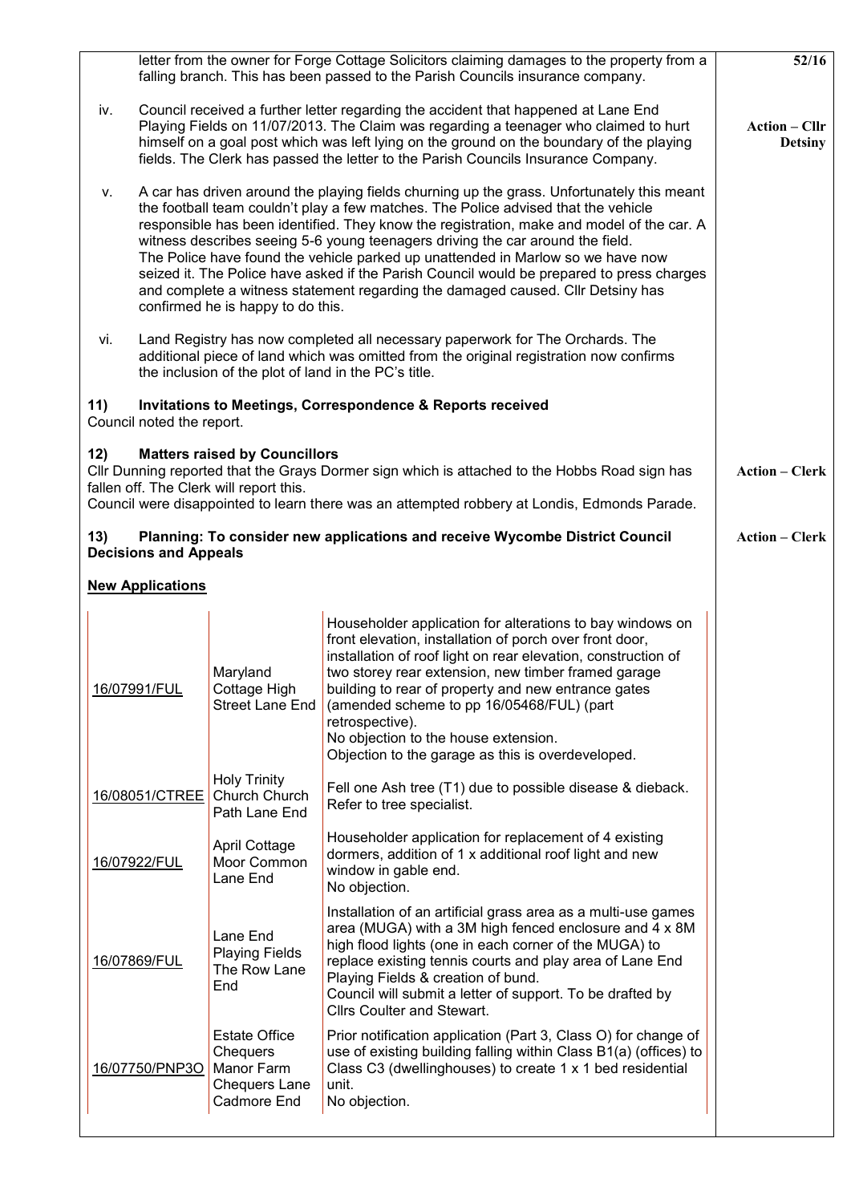letter from the owner for Forge Cottage Solicitors claiming damages to the property from a falling branch. This has been passed to the Parish Councils insurance company.

iv. Council received a further letter regarding the accident that happened at Lane End Playing Fields on 11/07/2013. The Claim was regarding a teenager who claimed to hurt himself on a goal post which was left lying on the ground on the boundary of the playing fields. The Clerk has passed the letter to the Parish Councils Insurance Company. **Action – Cllr Detsiny**

v. A car has driven around the playing fields churning up the grass. Unfortunately this meant the football team couldn't play a few matches. The Police advised that the vehicle responsible has been identified. They know the registration, make and model of the car. A witness describes seeing 5-6 young teenagers driving the car around the field. The Police have found the vehicle parked up unattended in Marlow so we have now seized it. The Police have asked if the Parish Council would be prepared to press charges and complete a witness statement regarding the damaged caused. Cllr Detsiny has confirmed he is happy to do this.

vi. Land Registry has now completed all necessary paperwork for The Orchards. The additional piece of land which was omitted from the original registration now confirms the inclusion of the plot of land in the PC's title.

**11) Invitations to Meetings, Correspondence & Reports received**

Council noted the report.

**12) Matters raised by Councillors**

Cllr Dunning reported that the Grays Dormer sign which is attached to the Hobbs Road sign has fallen off. The Clerk will report this. **Action – Clerk**

Council were disappointed to learn there was an attempted robbery at Londis, Edmonds Parade.

**13) Planning: To consider new applications and receive Wycombe District Council Decisions and Appeals** **Action – Clerk**

**New Applications**

| | | |
|---|---|---|
| 16/07991/FUL | Maryland Cottage High Street Lane End | Householder application for alterations to bay windows on front elevation, installation of porch over front door, installation of roof light on rear elevation, construction of two storey rear extension, new timber framed garage building to rear of property and new entrance gates (amended scheme to pp 16/05468/FUL) (part retrospective).<br>No objection to the house extension.<br>Objection to the garage as this is overdeveloped. |
| 16/08051/CTREE | Holy Trinity Church Church Path Lane End | Fell one Ash tree (T1) due to possible disease & dieback.<br>Refer to tree specialist. |
| 16/07922/FUL | April Cottage Moor Common Lane End | Householder application for replacement of 4 existing dormers, addition of 1 x additional roof light and new window in gable end.<br>No objection. |
| 16/07869/FUL | Lane End Playing Fields The Row Lane End | Installation of an artificial grass area as a multi-use games area (MUGA) with a 3M high fenced enclosure and 4 x 8M high flood lights (one in each corner of the MUGA) to replace existing tennis courts and play area of Lane End Playing Fields & creation of bund.<br>Council will submit a letter of support. To be drafted by Cllrs Coulter and Stewart. |
| 16/07750/PNP3O | Estate Office Chequers Manor Farm Chequers Lane Cadmore End | Prior notification application (Part 3, Class O) for change of use of existing building falling within Class B1(a) (offices) to Class C3 (dwellinghouses) to create 1 x 1 bed residential unit.<br>No objection. |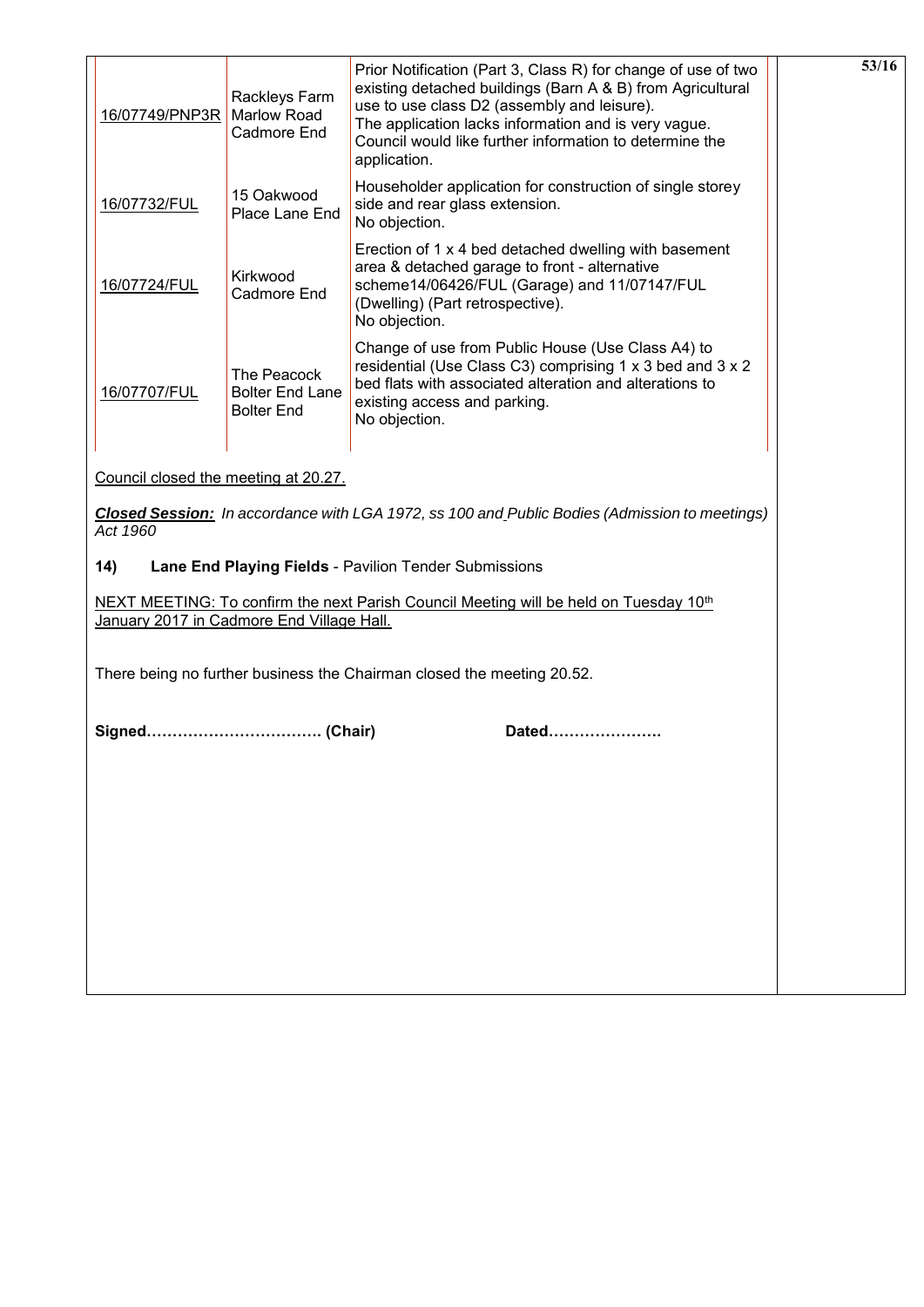| | | |
|---|---|---|
| 16/07749/PNP3R | Rackleys Farm Marlow Road Cadmore End | Prior Notification (Part 3, Class R) for change of use of two existing detached buildings (Barn A & B) from Agricultural use to use class D2 (assembly and leisure).<br>The application lacks information and is very vague. Council would like further information to determine the application. |
| 16/07732/FUL | 15 Oakwood Place Lane End | Householder application for construction of single storey side and rear glass extension.<br>No objection. |
| 16/07724/FUL | Kirkwood Cadmore End | Erection of 1 x 4 bed detached dwelling with basement area & detached garage to front - alternative scheme14/06426/FUL (Garage) and 11/07147/FUL (Dwelling) (Part retrospective).<br>No objection. |
| 16/07707/FUL | The Peacock Bolter End Lane Bolter End | Change of use from Public House (Use Class A4) to residential (Use Class C3) comprising 1 x 3 bed and 3 x 2 bed flats with associated alteration and alterations to existing access and parking.<br>No objection. |

Council closed the meeting at 20.27.

***Closed Session:*** *In accordance with LGA 1972, ss 100 and Public Bodies (Admission to meetings) Act 1960*

**14) Lane End Playing Fields** - Pavilion Tender Submissions

NEXT MEETING: To confirm the next Parish Council Meeting will be held on Tuesday 10th January 2017 in Cadmore End Village Hall.

There being no further business the Chairman closed the meeting 20.52.

**Signed…………………………… (Chair)** **Dated………………….**